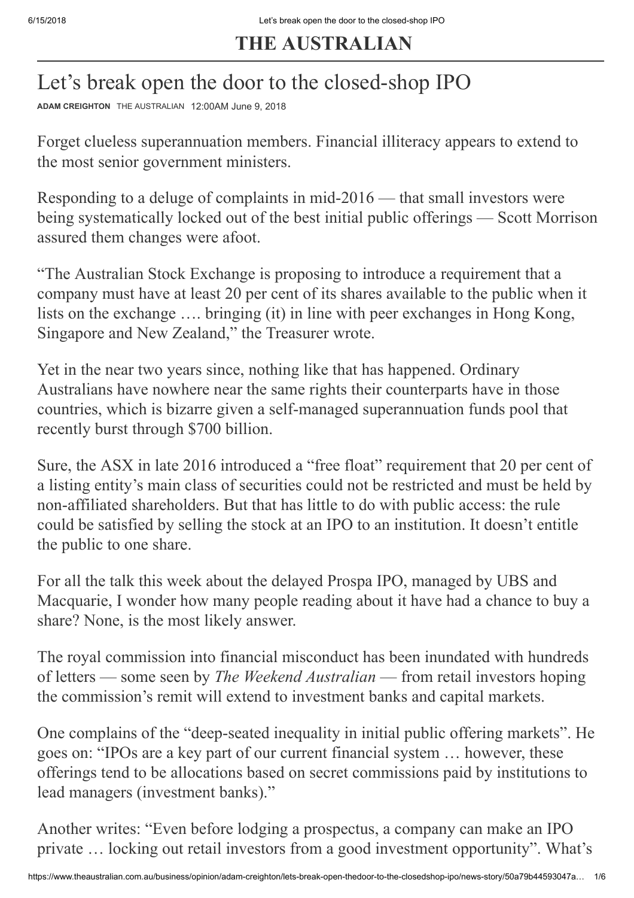# THE AUSTRALIAN

## Let's break open the door to the closed-shop IPO

**ADAM CREIGHTON** THE AUSTRALIAN 12:00AM June 9, 2018

Forget clueless superannuation members. Financial illiteracy appears to extend to the most senior government ministers.

Responding to a deluge of complaints in mid-2016 — that small investors were being systematically locked out of the best initial public offerings — Scott Morrison assured them changes were afoot.

"The Australian Stock Exchange is proposing to introduce a requirement that a company must have at least 20 per cent of its shares available to the public when it lists on the exchange …. bringing (it) in line with peer exchanges in Hong Kong, Singapore and New Zealand," the Treasurer wrote.

Yet in the near two years since, nothing like that has happened. Ordinary Australians have nowhere near the same rights their counterparts have in those countries, which is bizarre given a self-managed superannuation funds pool that recently burst through $700 billion.

Sure, the ASX in late 2016 introduced a "free float" requirement that 20 per cent of a listing entity's main class of securities could not be restricted and must be held by non-affiliated shareholders. But that has little to do with public access: the rule could be satisfied by selling the stock at an IPO to an institution. It doesn't entitle the public to one share.

For all the talk this week about the delayed Prospa IPO, managed by UBS and Macquarie, I wonder how many people reading about it have had a chance to buy a share? None, is the most likely answer.

The royal commission into financial misconduct has been inundated with hundreds of letters — some seen by *The Weekend Australian* — from retail investors hoping the commission's remit will extend to investment banks and capital markets.

One complains of the "deep-seated inequality in initial public offering markets". He goes on: "IPOs are a key part of our current financial system … however, these offerings tend to be allocations based on secret commissions paid by institutions to lead managers (investment banks)."

Another writes: "Even before lodging a prospectus, a company can make an IPO private … locking out retail investors from a good investment opportunity". What's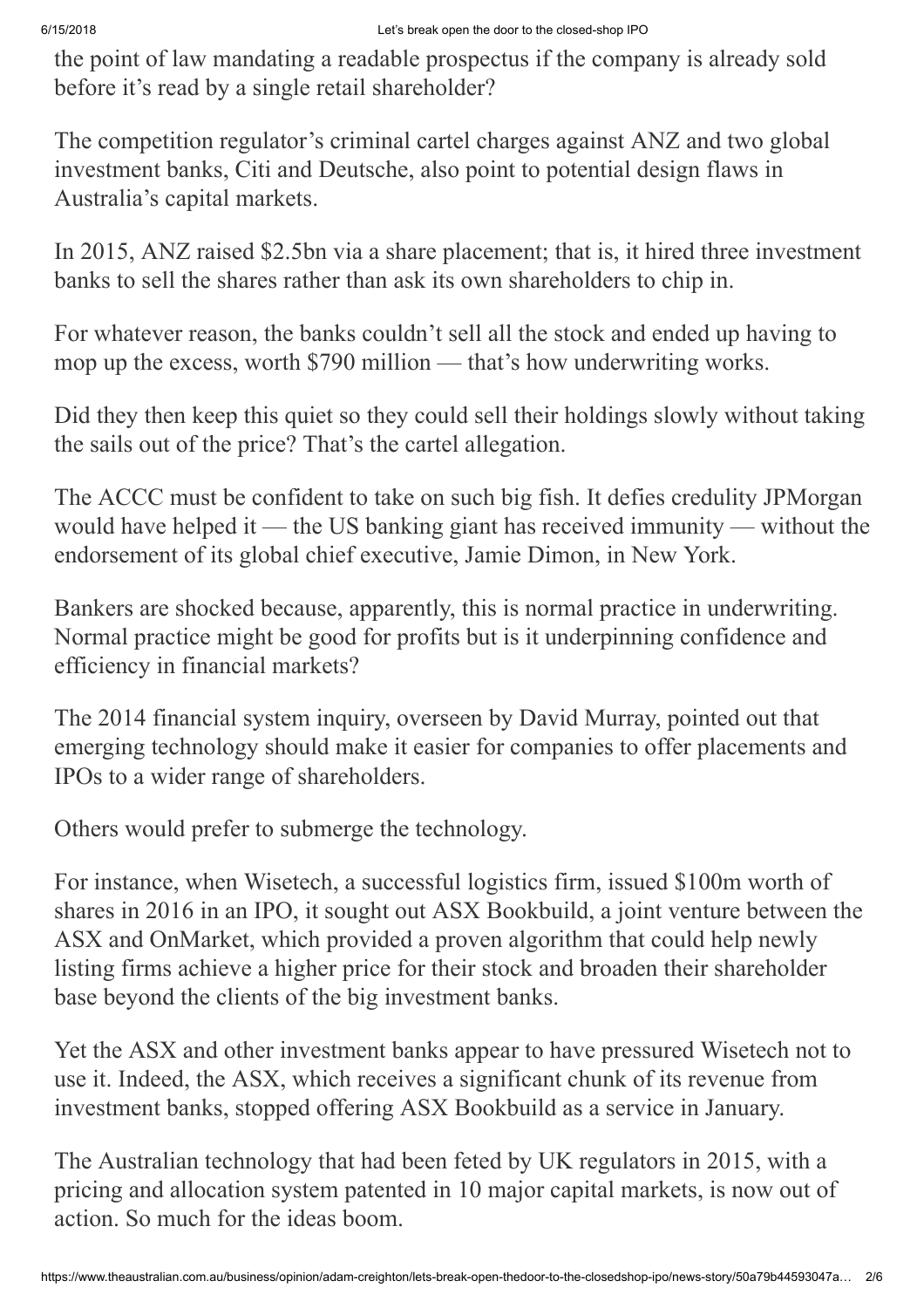the point of law mandating a readable prospectus if the company is already sold before it's read by a single retail shareholder?

The competition regulator's criminal cartel charges against ANZ and two global investment banks, Citi and Deutsche, also point to potential design flaws in Australia's capital markets.

In 2015, ANZ raised $2.5bn via a share placement; that is, it hired three investment banks to sell the shares rather than ask its own shareholders to chip in.

For whatever reason, the banks couldn't sell all the stock and ended up having to mop up the excess, worth $790 million — that's how underwriting works.

Did they then keep this quiet so they could sell their holdings slowly without taking the sails out of the price? That's the cartel allegation.

The ACCC must be confident to take on such big fish. It defies credulity JPMorgan would have helped it — the US banking giant has received immunity — without the endorsement of its global chief executive, Jamie Dimon, in New York.

Bankers are shocked because, apparently, this is normal practice in underwriting. Normal practice might be good for profits but is it underpinning confidence and efficiency in financial markets?

The 2014 financial system inquiry, overseen by David Murray, pointed out that emerging technology should make it easier for companies to offer placements and IPOs to a wider range of shareholders.

Others would prefer to submerge the technology.

For instance, when Wisetech, a successful logistics firm, issued $100m worth of shares in 2016 in an IPO, it sought out ASX Bookbuild, a joint venture between the ASX and OnMarket, which provided a proven algorithm that could help newly listing firms achieve a higher price for their stock and broaden their shareholder base beyond the clients of the big investment banks.

Yet the ASX and other investment banks appear to have pressured Wisetech not to use it. Indeed, the ASX, which receives a significant chunk of its revenue from investment banks, stopped offering ASX Bookbuild as a service in January.

The Australian technology that had been feted by UK regulators in 2015, with a pricing and allocation system patented in 10 major capital markets, is now out of action. So much for the ideas boom.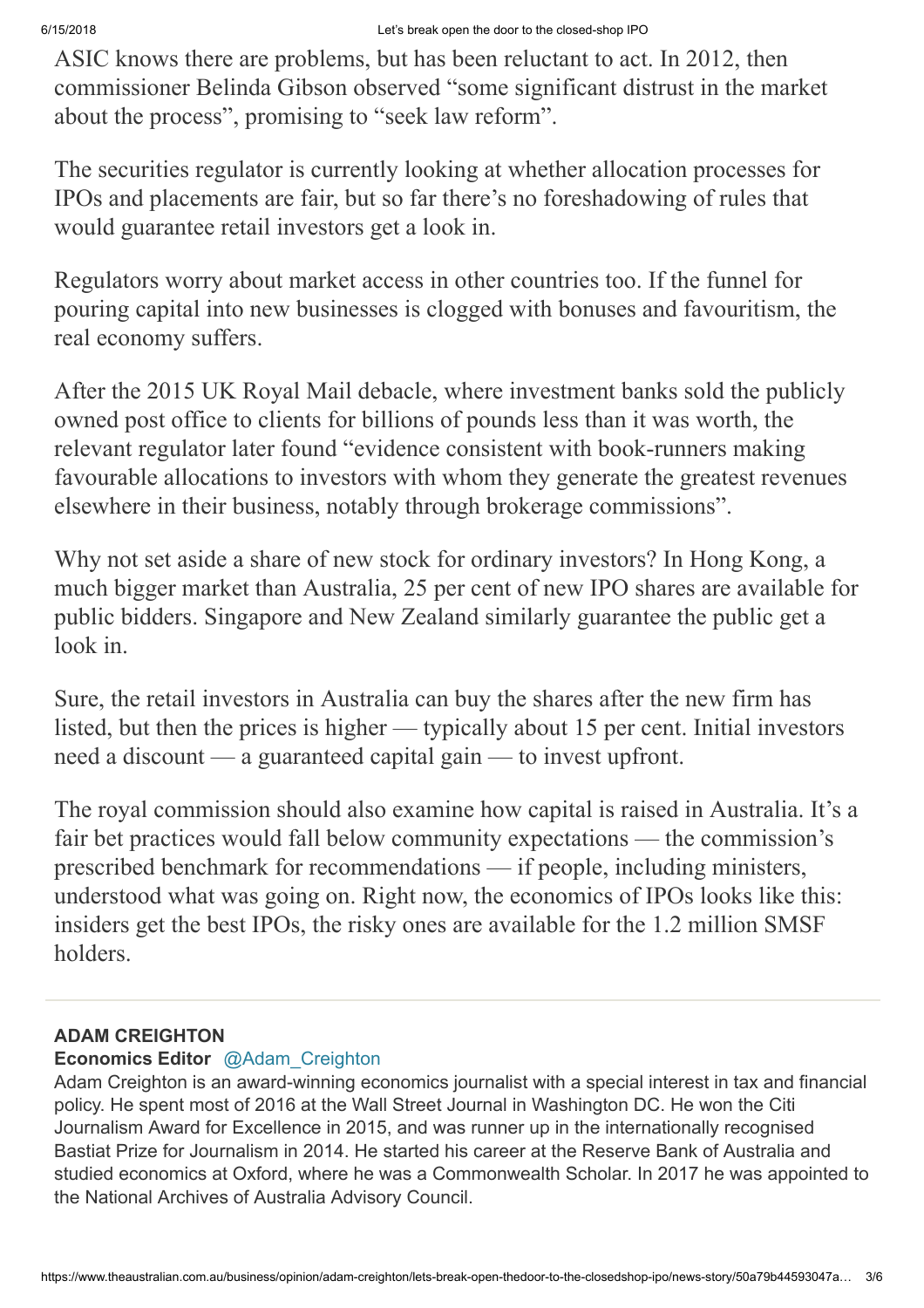ASIC knows there are problems, but has been reluctant to act. In 2012, then commissioner Belinda Gibson observed "some significant distrust in the market about the process", promising to "seek law reform".

The securities regulator is currently looking at whether allocation processes for IPOs and placements are fair, but so far there's no foreshadowing of rules that would guarantee retail investors get a look in.

Regulators worry about market access in other countries too. If the funnel for pouring capital into new businesses is clogged with bonuses and favouritism, the real economy suffers.

After the 2015 UK Royal Mail debacle, where investment banks sold the publicly owned post office to clients for billions of pounds less than it was worth, the relevant regulator later found "evidence consistent with book-runners making favourable allocations to investors with whom they generate the greatest revenues elsewhere in their business, notably through brokerage commissions".

Why not set aside a share of new stock for ordinary investors? In Hong Kong, a much bigger market than Australia, 25 per cent of new IPO shares are available for public bidders. Singapore and New Zealand similarly guarantee the public get a look in.

Sure, the retail investors in Australia can buy the shares after the new firm has listed, but then the prices is higher — typically about 15 per cent. Initial investors need a discount — a guaranteed capital gain — to invest upfront.

The royal commission should also examine how capital is raised in Australia. It's a fair bet practices would fall below community expectations — the commission's prescribed benchmark for recommendations — if people, including ministers, understood what was going on. Right now, the economics of IPOs looks like this: insiders get the best IPOs, the risky ones are available for the 1.2 million SMSF holders.

---

**ADAM CREIGHTON**

**Economics Editor** @Adam_Creighton

Adam Creighton is an award-winning economics journalist with a special interest in tax and financial policy. He spent most of 2016 at the Wall Street Journal in Washington DC. He won the Citi Journalism Award for Excellence in 2015, and was runner up in the internationally recognised Bastiat Prize for Journalism in 2014. He started his career at the Reserve Bank of Australia and studied economics at Oxford, where he was a Commonwealth Scholar. In 2017 he was appointed to the National Archives of Australia Advisory Council.